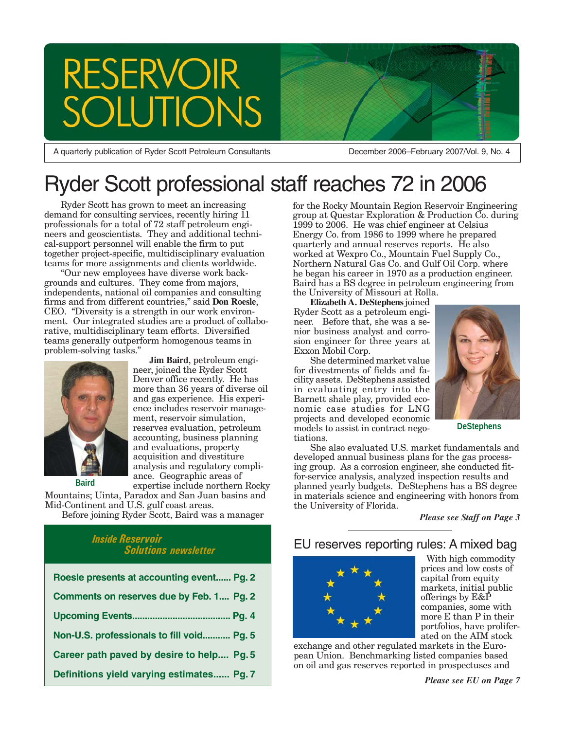# RESERVOIR SOLUTIONS

A quarterly publication of Ryder Scott Petroleum Consultants

December 2006–February 2007/Vol. 9, No. 4

# Ryder Scott professional staff reaches 72 in 2006

Ryder Scott has grown to meet an increasing demand for consulting services, recently hiring 11 professionals for a total of 72 staff petroleum engineers and geoscientists. They and additional technical-support personnel will enable the firm to put together project-specific, multidisciplinary evaluation teams for more assignments and clients worldwide.

"Our new employees have diverse work backgrounds and cultures. They come from majors, independents, national oil companies and consulting firms and from different countries," said **Don Roesle**, CEO. "Diversity is a strength in our work environment. Our integrated studies are a product of collaborative, multidisciplinary team efforts. Diversified teams generally outperform homogenous teams in problem-solving tasks."

Baird

**Jim Baird**, petroleum engineer, joined the Ryder Scott Denver office recently. He has more than 36 years of diverse oil and gas experience. His experience includes reservoir management, reservoir simulation, reserves evaluation, petroleum accounting, business planning and evaluations, property acquisition and divestiture analysis and regulatory compliance. Geographic areas of expertise include northern Rocky Mountains; Uinta, Paradox and San Juan basins and Mid-Continent and U.S. gulf coast areas.

Before joining Ryder Scott, Baird was a manager for the Rocky Mountain Region Reservoir Engineering group at Questar Exploration & Production Co. during 1999 to 2006. He was chief engineer at Celsius Energy Co. from 1986 to 1999 where he prepared quarterly and annual reserves reports. He also worked at Wexpro Co., Mountain Fuel Supply Co., Northern Natural Gas Co. and Gulf Oil Corp. where he began his career in 1970 as a production engineer. Baird has a BS degree in petroleum engineering from the University of Missouri at Rolla.

**Elizabeth A. DeStephens** joined Ryder Scott as a petroleum engineer. Before that, she was a senior business analyst and corrosion engineer for three years at Exxon Mobil Corp.

DeStephens

She determined market value for divestments of fields and facility assets. DeStephens assisted in evaluating entry into the Barnett shale play, provided economic case studies for LNG projects and developed economic models to assist in contract negotiations.

She also evaluated U.S. market fundamentals and developed annual business plans for the gas processing group. As a corrosion engineer, she conducted fit-for-service analysis, analyzed inspection results and planned yearly budgets. DeStephens has a BS degree in materials science and engineering with honors from the University of Florida.

***Please see Staff on Page 3***

## Inside Reservoir Solutions newsletter

- Roesle presents at accounting event...... Pg. 2
- Comments on reserves due by Feb. 1.... Pg. 2
- Upcoming Events...................................... Pg. 4
- Non-U.S. professionals to fill void........... Pg. 5
- Career path paved by desire to help.... Pg. 5
- Definitions yield varying estimates...... Pg. 7

## EU reserves reporting rules: A mixed bag

With high commodity prices and low costs of capital from equity markets, initial public offerings by E&P companies, some with more E than P in their portfolios, have proliferated on the AIM stock exchange and other regulated markets in the European Union. Benchmarking listed companies based on oil and gas reserves reported in prospectuses and

***Please see EU on Page 7***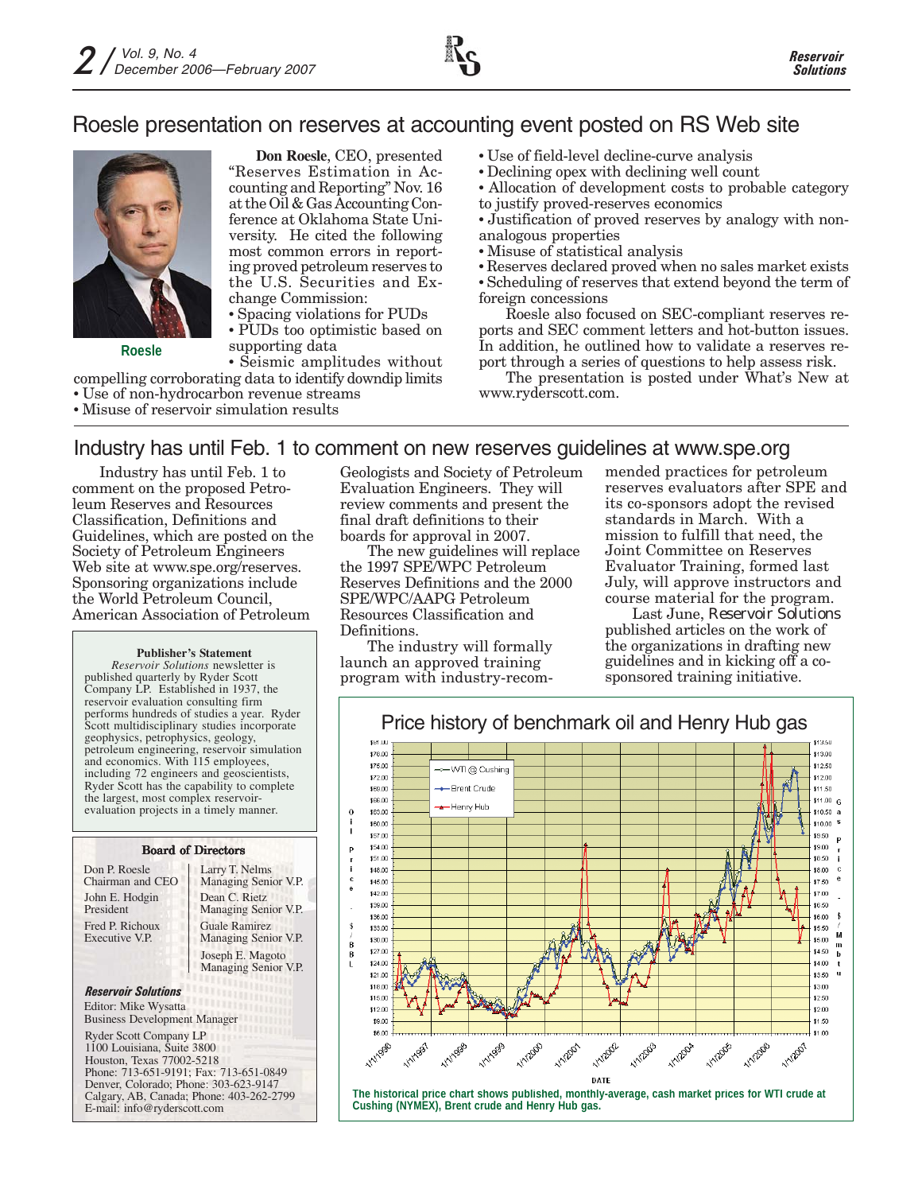## Roesle presentation on reserves at accounting event posted on RS Web site

Roesle

**Don Roesle**, CEO, presented "Reserves Estimation in Accounting and Reporting" Nov. 16 at the Oil & Gas Accounting Conference at Oklahoma State University. He cited the following most common errors in reporting proved petroleum reserves to the U.S. Securities and Exchange Commission:

- Spacing violations for PUDs
- PUDs too optimistic based on supporting data
- Seismic amplitudes without compelling corroborating data to identify downdip limits
- Use of non-hydrocarbon revenue streams
- Misuse of reservoir simulation results
- Use of field-level decline-curve analysis
- Declining opex with declining well count
- Allocation of development costs to probable category to justify proved-reserves economics
- Justification of proved reserves by analogy with non-analogous properties
- Misuse of statistical analysis
- Reserves declared proved when no sales market exists
- Scheduling of reserves that extend beyond the term of foreign concessions

Roesle also focused on SEC-compliant reserves reports and SEC comment letters and hot-button issues. In addition, he outlined how to validate a reserves report through a series of questions to help assess risk.

The presentation is posted under What's New at www.ryderscott.com.

## Industry has until Feb. 1 to comment on new reserves guidelines at www.spe.org

Industry has until Feb. 1 to comment on the proposed Petroleum Reserves and Resources Classification, Definitions and Guidelines, which are posted on the Society of Petroleum Engineers Web site at www.spe.org/reserves. Sponsoring organizations include the World Petroleum Council, American Association of Petroleum Geologists and Society of Petroleum Evaluation Engineers. They will review comments and present the final draft definitions to their boards for approval in 2007.

The new guidelines will replace the 1997 SPE/WPC Petroleum Reserves Definitions and the 2000 SPE/WPC/AAPG Petroleum Resources Classification and Definitions.

The industry will formally launch an approved training program with industry-recommended practices for petroleum reserves evaluators after SPE and its co-sponsors adopt the revised standards in March. With a mission to fulfill that need, the Joint Committee on Reserves Evaluator Training, formed last July, will approve instructors and course material for the program.

Last June, *Reservoir Solutions* published articles on the work of the organizations in drafting new guidelines and in kicking off a co-sponsored training initiative.

**Publisher's Statement**

*Reservoir Solutions* newsletter is published quarterly by Ryder Scott Company LP. Established in 1937, the reservoir evaluation consulting firm performs hundreds of studies a year. Ryder Scott multidisciplinary studies incorporate geophysics, petrophysics, geology, petroleum engineering, reservoir simulation and economics. With 115 employees, including 72 engineers and geoscientists, Ryder Scott has the capability to complete the largest, most complex reservoir-evaluation projects in a timely manner.

**Board of Directors**

| | |
|---|---|
| Don P. Roesle<br>Chairman and CEO | Larry T. Nelms<br>Managing Senior V.P. |
| John E. Hodgin<br>President | Dean C. Rietz<br>Managing Senior V.P. |
| Fred P. Richoux<br>Executive V.P. | Guale Ramirez<br>Managing Senior V.P. |
| | Joseph E. Magoto<br>Managing Senior V.P. |

***Reservoir Solutions***

Editor: Mike Wysatta
Business Development Manager

Ryder Scott Company LP
1100 Louisiana, Suite 3800
Houston, Texas 77002-5218
Phone: 713-651-9191; Fax: 713-651-0849
Denver, Colorado; Phone: 303-623-9147
Calgary, AB, Canada; Phone: 403-262-2799
E-mail: info@ryderscott.com

### Price history of benchmark oil and Henry Hub gas

The historical price chart shows published, monthly-average, cash market prices for WTI crude at Cushing (NYMEX), Brent crude and Henry Hub gas.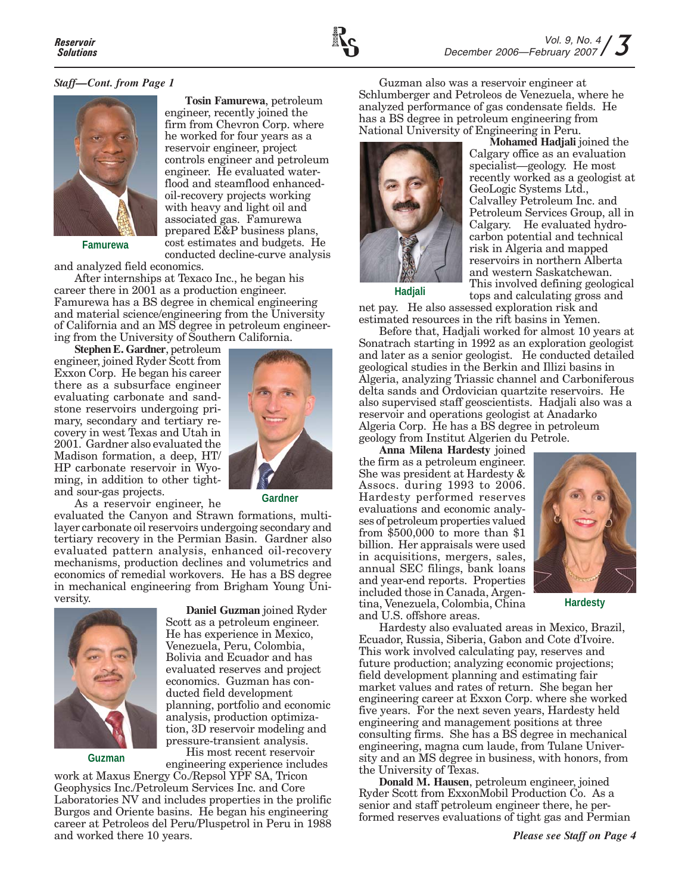*Staff—Cont. from Page 1*

Famurewa

**Tosin Famurewa**, petroleum engineer, recently joined the firm from Chevron Corp. where he worked for four years as a reservoir engineer, project controls engineer and petroleum engineer. He evaluated waterflood and steamflood enhanced-oil-recovery projects working with heavy and light oil and associated gas. Famurewa prepared E&P business plans, cost estimates and budgets. He conducted decline-curve analysis and analyzed field economics.

After internships at Texaco Inc., he began his career there in 2001 as a production engineer. Famurewa has a BS degree in chemical engineering and material science/engineering from the University of California and an MS degree in petroleum engineering from the University of Southern California.

**Stephen E. Gardner**, petroleum engineer, joined Ryder Scott from Exxon Corp. He began his career there as a subsurface engineer evaluating carbonate and sandstone reservoirs undergoing primary, secondary and tertiary recovery in west Texas and Utah in 2001. Gardner also evaluated the Madison formation, a deep, HT/HP carbonate reservoir in Wyoming, in addition to other tight- and sour-gas projects.

Gardner

As a reservoir engineer, he evaluated the Canyon and Strawn formations, multilayer carbonate oil reservoirs undergoing secondary and tertiary recovery in the Permian Basin. Gardner also evaluated pattern analysis, enhanced oil-recovery mechanisms, production declines and volumetrics and economics of remedial workovers. He has a BS degree in mechanical engineering from Brigham Young University.

Guzman

**Daniel Guzman** joined Ryder Scott as a petroleum engineer. He has experience in Mexico, Venezuela, Peru, Colombia, Bolivia and Ecuador and has evaluated reserves and project economics. Guzman has conducted field development planning, portfolio and economic analysis, production optimization, 3D reservoir modeling and pressure-transient analysis.

His most recent reservoir engineering experience includes work at Maxus Energy Co./Repsol YPF SA, Tricon Geophysics Inc./Petroleum Services Inc. and Core Laboratories NV and includes properties in the prolific Burgos and Oriente basins. He began his engineering career at Petroleos del Peru/Pluspetrol in Peru in 1988 and worked there 10 years.

Guzman also was a reservoir engineer at Schlumberger and Petroleos de Venezuela, where he analyzed performance of gas condensate fields. He has a BS degree in petroleum engineering from National University of Engineering in Peru.

Hadjali

**Mohamed Hadjali** joined the Calgary office as an evaluation specialist—geology. He most recently worked as a geologist at GeoLogic Systems Ltd., Calvalley Petroleum Inc. and Petroleum Services Group, all in Calgary. He evaluated hydrocarbon potential and technical risk in Algeria and mapped reservoirs in northern Alberta and western Saskatchewan. This involved defining geological tops and calculating gross and net pay. He also assessed exploration risk and estimated resources in the rift basins in Yemen.

Before that, Hadjali worked for almost 10 years at Sonatrach starting in 1992 as an exploration geologist and later as a senior geologist. He conducted detailed geological studies in the Berkin and Illizi basins in Algeria, analyzing Triassic channel and Carboniferous delta sands and Ordovician quartzite reservoirs. He also supervised staff geoscientists. Hadjali also was a reservoir and operations geologist at Anadarko Algeria Corp. He has a BS degree in petroleum geology from Institut Algerien du Petrole.

**Anna Milena Hardesty** joined the firm as a petroleum engineer. She was president at Hardesty & Assocs. during 1993 to 2006. Hardesty performed reserves evaluations and economic analyses of petroleum properties valued from $500,000 to more than $1 billion. Her appraisals were used in acquisitions, mergers, sales, annual SEC filings, bank loans and year-end reports. Properties included those in Canada, Argentina, Venezuela, Colombia, China and U.S. offshore areas.

Hardesty

Hardesty also evaluated areas in Mexico, Brazil, Ecuador, Russia, Siberia, Gabon and Cote d'Ivoire. This work involved calculating pay, reserves and future production; analyzing economic projections; field development planning and estimating fair market values and rates of return. She began her engineering career at Exxon Corp. where she worked five years. For the next seven years, Hardesty held engineering and management positions at three consulting firms. She has a BS degree in mechanical engineering, magna cum laude, from Tulane University and an MS degree in business, with honors, from the University of Texas.

**Donald M. Hausen**, petroleum engineer, joined Ryder Scott from ExxonMobil Production Co. As a senior and staff petroleum engineer there, he performed reserves evaluations of tight gas and Permian

*Please see Staff on Page 4*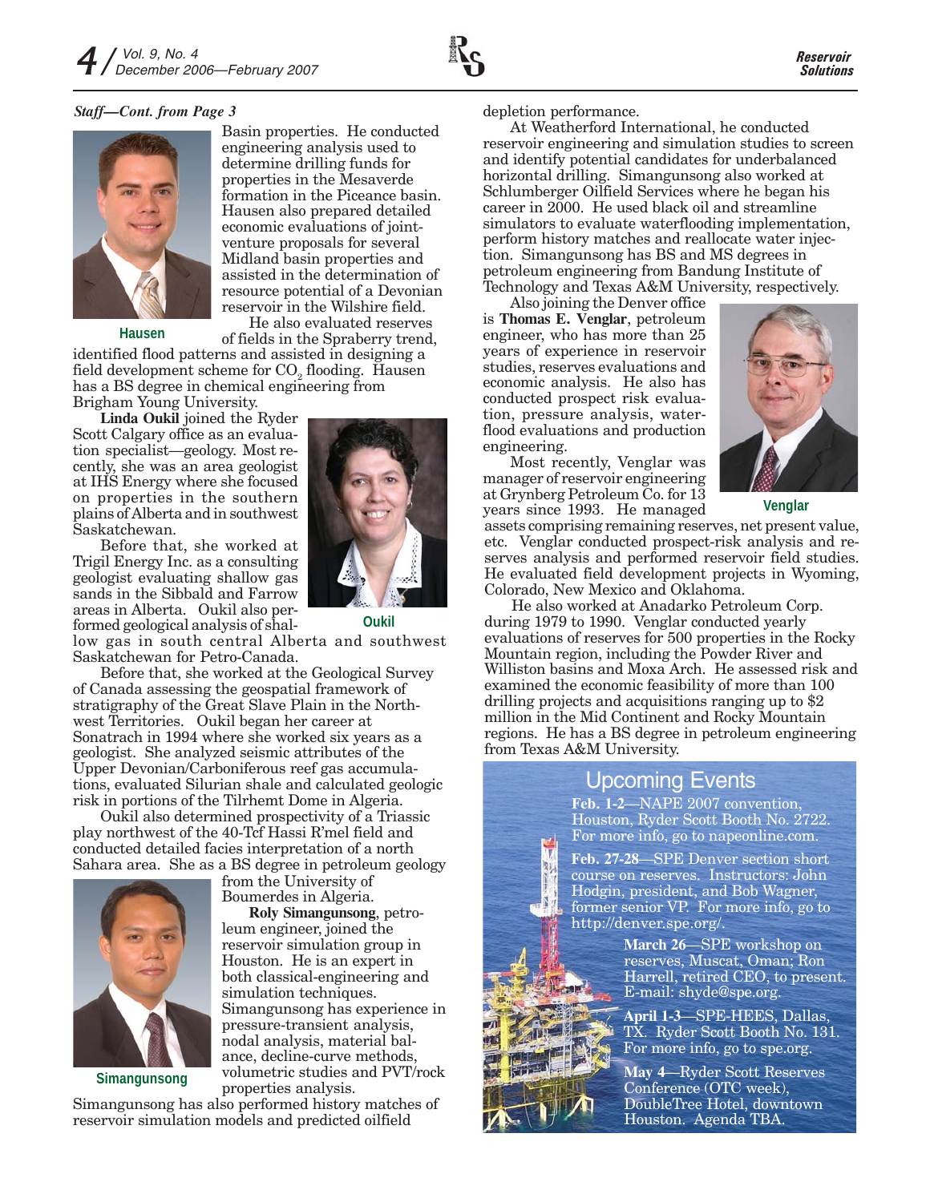*Staff—Cont. from Page 3*

Basin properties. He conducted engineering analysis used to determine drilling funds for properties in the Mesaverde formation in the Piceance basin. Hausen also prepared detailed economic evaluations of joint-venture proposals for several Midland basin properties and assisted in the determination of resource potential of a Devonian reservoir in the Wilshire field.

He also evaluated reserves of fields in the Spraberry trend, identified flood patterns and assisted in designing a field development scheme for $CO_2$ flooding. Hausen has a BS degree in chemical engineering from Brigham Young University.

Hausen

**Linda Oukil** joined the Ryder Scott Calgary office as an evaluation specialist—geology. Most recently, she was an area geologist at IHS Energy where she focused on properties in the southern plains of Alberta and in southwest Saskatchewan.

Before that, she worked at Trigil Energy Inc. as a consulting geologist evaluating shallow gas sands in the Sibbald and Farrow areas in Alberta. Oukil also performed geological analysis of shallow gas in south central Alberta and southwest Saskatchewan for Petro-Canada.

Oukil

Before that, she worked at the Geological Survey of Canada assessing the geospatial framework of stratigraphy of the Great Slave Plain in the Northwest Territories. Oukil began her career at Sonatrach in 1994 where she worked six years as a geologist. She analyzed seismic attributes of the Upper Devonian/Carboniferous reef gas accumulations, evaluated Silurian shale and calculated geologic risk in portions of the Tilrhemt Dome in Algeria.

Oukil also determined prospectivity of a Triassic play northwest of the 40-Tcf Hassi R'mel field and conducted detailed facies interpretation of a north Sahara area. She as a BS degree in petroleum geology from the University of Boumerdes in Algeria.

**Roly Simangunsong**, petroleum engineer, joined the reservoir simulation group in Houston. He is an expert in both classical-engineering and simulation techniques. Simangunsong has experience in pressure-transient analysis, nodal analysis, material balance, decline-curve methods, volumetric studies and PVT/rock properties analysis.

Simangunsong

Simangunsong has also performed history matches of reservoir simulation models and predicted oilfield depletion performance.

At Weatherford International, he conducted reservoir engineering and simulation studies to screen and identify potential candidates for underbalanced horizontal drilling. Simangunsong also worked at Schlumberger Oilfield Services where he began his career in 2000. He used black oil and streamline simulators to evaluate waterflooding implementation, perform history matches and reallocate water injection. Simangunsong has BS and MS degrees in petroleum engineering from Bandung Institute of Technology and Texas A&M University, respectively.

Also joining the Denver office is **Thomas E. Venglar**, petroleum engineer, who has more than 25 years of experience in reservoir studies, reserves evaluations and economic analysis. He also has conducted prospect risk evaluation, pressure analysis, waterflood evaluations and production engineering.

Most recently, Venglar was manager of reservoir engineering at Grynberg Petroleum Co. for 13 years since 1993. He managed assets comprising remaining reserves, net present value, etc. Venglar conducted prospect-risk analysis and reserves analysis and performed reservoir field studies. He evaluated field development projects in Wyoming, Colorado, New Mexico and Oklahoma.

Venglar

He also worked at Anadarko Petroleum Corp. during 1979 to 1990. Venglar conducted yearly evaluations of reserves for 500 properties in the Rocky Mountain region, including the Powder River and Williston basins and Moxa Arch. He assessed risk and examined the economic feasibility of more than 100 drilling projects and acquisitions ranging up to $2 million in the Mid Continent and Rocky Mountain regions. He has a BS degree in petroleum engineering from Texas A&M University.

## Upcoming Events

**Feb. 1-2**—NAPE 2007 convention, Houston, Ryder Scott Booth No. 2722. For more info, go to napeonline.com.

**Feb. 27-28**—SPE Denver section short course on reserves. Instructors: John Hodgin, president, and Bob Wagner, former senior VP. For more info, go to http://denver.spe.org/.

**March 26**—SPE workshop on reserves, Muscat, Oman; Ron Harrell, retired CEO, to present. E-mail: shyde@spe.org.

**April 1-3**—SPE-HEES, Dallas, TX. Ryder Scott Booth No. 131. For more info, go to spe.org.

**May 4**—Ryder Scott Reserves Conference (OTC week), DoubleTree Hotel, downtown Houston. Agenda TBA.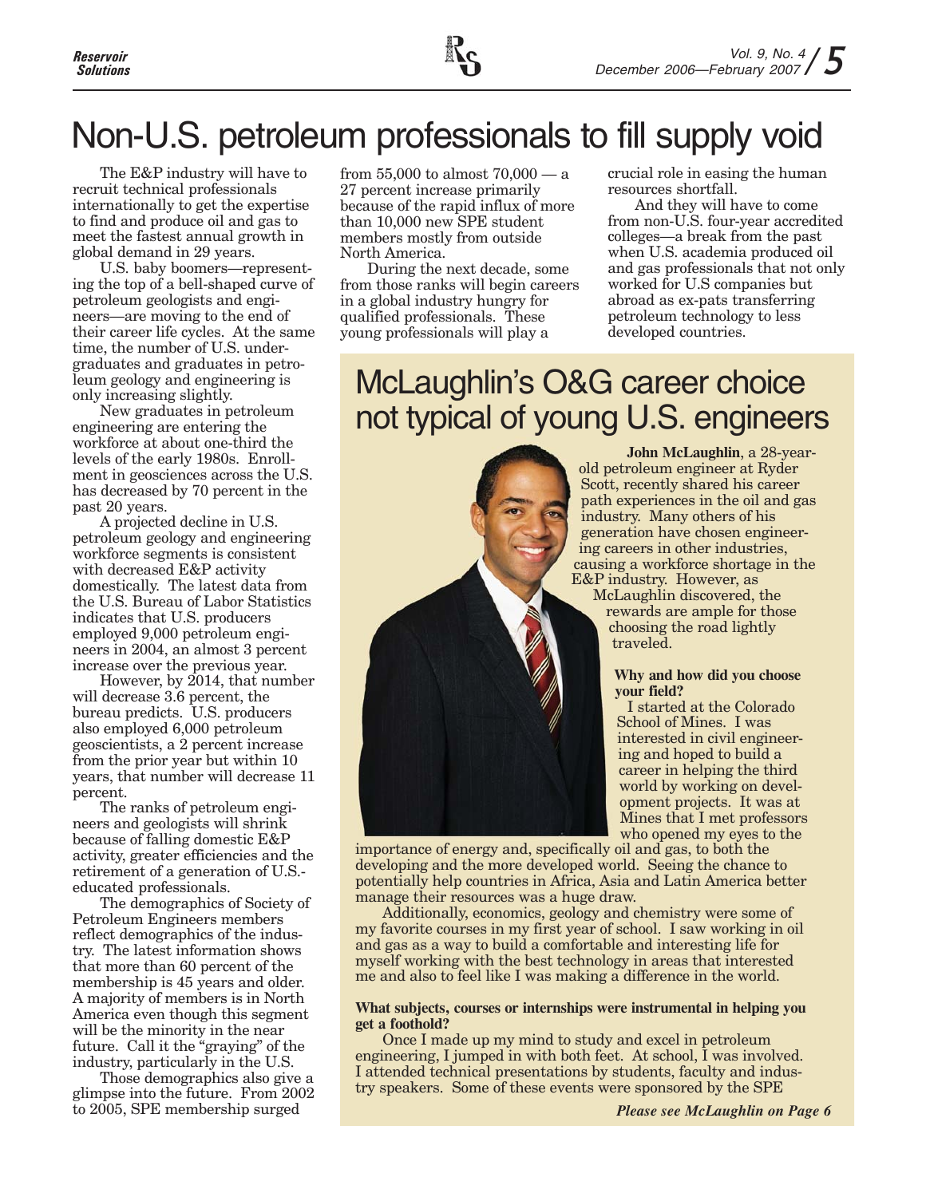# Non-U.S. petroleum professionals to fill supply void

The E&P industry will have to recruit technical professionals internationally to get the expertise to find and produce oil and gas to meet the fastest annual growth in global demand in 29 years.

U.S. baby boomers—representing the top of a bell-shaped curve of petroleum geologists and engineers—are moving to the end of their career life cycles. At the same time, the number of U.S. undergraduates and graduates in petroleum geology and engineering is only increasing slightly.

New graduates in petroleum engineering are entering the workforce at about one-third the levels of the early 1980s. Enrollment in geosciences across the U.S. has decreased by 70 percent in the past 20 years.

A projected decline in U.S. petroleum geology and engineering workforce segments is consistent with decreased E&P activity domestically. The latest data from the U.S. Bureau of Labor Statistics indicates that U.S. producers employed 9,000 petroleum engineers in 2004, an almost 3 percent increase over the previous year.

However, by 2014, that number will decrease 3.6 percent, the bureau predicts. U.S. producers also employed 6,000 petroleum geoscientists, a 2 percent increase from the prior year but within 10 years, that number will decrease 11 percent.

The ranks of petroleum engineers and geologists will shrink because of falling domestic E&P activity, greater efficiencies and the retirement of a generation of U.S.-educated professionals.

The demographics of Society of Petroleum Engineers members reflect demographics of the industry. The latest information shows that more than 60 percent of the membership is 45 years and older. A majority of members is in North America even though this segment will be the minority in the near future. Call it the "graying" of the industry, particularly in the U.S.

Those demographics also give a glimpse into the future. From 2002 to 2005, SPE membership surged from 55,000 to almost 70,000 — a 27 percent increase primarily because of the rapid influx of more than 10,000 new SPE student members mostly from outside North America.

During the next decade, some from those ranks will begin careers in a global industry hungry for qualified professionals. These young professionals will play a crucial role in easing the human resources shortfall.

And they will have to come from non-U.S. four-year accredited colleges—a break from the past when U.S. academia produced oil and gas professionals that not only worked for U.S companies but abroad as ex-pats transferring petroleum technology to less developed countries.

# McLaughlin's O&G career choice not typical of young U.S. engineers

**John McLaughlin**, a 28-year-old petroleum engineer at Ryder Scott, recently shared his career path experiences in the oil and gas industry. Many others of his generation have chosen engineering careers in other industries, causing a workforce shortage in the E&P industry. However, as McLaughlin discovered, the rewards are ample for those choosing the road lightly traveled.

**Why and how did you choose your field?**

I started at the Colorado School of Mines. I was interested in civil engineering and hoped to build a career in helping the third world by working on development projects. It was at Mines that I met professors who opened my eyes to the importance of energy and, specifically oil and gas, to both the developing and the more developed world. Seeing the chance to potentially help countries in Africa, Asia and Latin America better manage their resources was a huge draw.

Additionally, economics, geology and chemistry were some of my favorite courses in my first year of school. I saw working in oil and gas as a way to build a comfortable and interesting life for myself working with the best technology in areas that interested me and also to feel like I was making a difference in the world.

**What subjects, courses or internships were instrumental in helping you get a foothold?**

Once I made up my mind to study and excel in petroleum engineering, I jumped in with both feet. At school, I was involved. I attended technical presentations by students, faculty and industry speakers. Some of these events were sponsored by the SPE

***Please see McLaughlin on Page 6***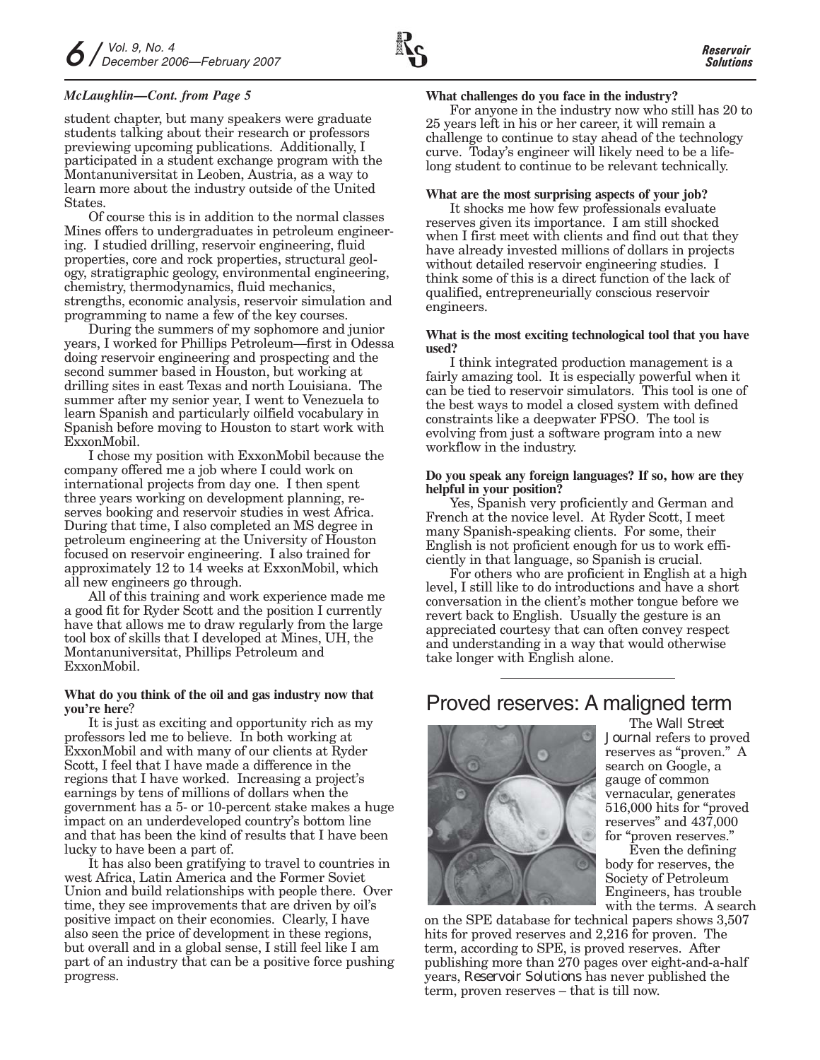*McLaughlin—Cont. from Page 5*

student chapter, but many speakers were graduate students talking about their research or professors previewing upcoming publications. Additionally, I participated in a student exchange program with the Montanuniversitat in Leoben, Austria, as a way to learn more about the industry outside of the United States.

Of course this is in addition to the normal classes Mines offers to undergraduates in petroleum engineering. I studied drilling, reservoir engineering, fluid properties, core and rock properties, structural geology, stratigraphic geology, environmental engineering, chemistry, thermodynamics, fluid mechanics, strengths, economic analysis, reservoir simulation and programming to name a few of the key courses.

During the summers of my sophomore and junior years, I worked for Phillips Petroleum—first in Odessa doing reservoir engineering and prospecting and the second summer based in Houston, but working at drilling sites in east Texas and north Louisiana. The summer after my senior year, I went to Venezuela to learn Spanish and particularly oilfield vocabulary in Spanish before moving to Houston to start work with ExxonMobil.

I chose my position with ExxonMobil because the company offered me a job where I could work on international projects from day one. I then spent three years working on development planning, reserves booking and reservoir studies in west Africa. During that time, I also completed an MS degree in petroleum engineering at the University of Houston focused on reservoir engineering. I also trained for approximately 12 to 14 weeks at ExxonMobil, which all new engineers go through.

All of this training and work experience made me a good fit for Ryder Scott and the position I currently have that allows me to draw regularly from the large tool box of skills that I developed at Mines, UH, the Montanuniversitat, Phillips Petroleum and ExxonMobil.

**What do you think of the oil and gas industry now that you're here?**

It is just as exciting and opportunity rich as my professors led me to believe. In both working at ExxonMobil and with many of our clients at Ryder Scott, I feel that I have made a difference in the regions that I have worked. Increasing a project's earnings by tens of millions of dollars when the government has a 5- or 10-percent stake makes a huge impact on an underdeveloped country's bottom line and that has been the kind of results that I have been lucky to have been a part of.

It has also been gratifying to travel to countries in west Africa, Latin America and the Former Soviet Union and build relationships with people there. Over time, they see improvements that are driven by oil's positive impact on their economies. Clearly, I have also seen the price of development in these regions, but overall and in a global sense, I still feel like I am part of an industry that can be a positive force pushing progress.

**What challenges do you face in the industry?**

For anyone in the industry now who still has 20 to 25 years left in his or her career, it will remain a challenge to continue to stay ahead of the technology curve. Today's engineer will likely need to be a lifelong student to continue to be relevant technically.

**What are the most surprising aspects of your job?**

It shocks me how few professionals evaluate reserves given its importance. I am still shocked when I first meet with clients and find out that they have already invested millions of dollars in projects without detailed reservoir engineering studies. I think some of this is a direct function of the lack of qualified, entrepreneurially conscious reservoir engineers.

**What is the most exciting technological tool that you have used?**

I think integrated production management is a fairly amazing tool. It is especially powerful when it can be tied to reservoir simulators. This tool is one of the best ways to model a closed system with defined constraints like a deepwater FPSO. The tool is evolving from just a software program into a new workflow in the industry.

**Do you speak any foreign languages? If so, how are they helpful in your position?**

Yes, Spanish very proficiently and German and French at the novice level. At Ryder Scott, I meet many Spanish-speaking clients. For some, their English is not proficient enough for us to work efficiently in that language, so Spanish is crucial.

For others who are proficient in English at a high level, I still like to do introductions and have a short conversation in the client's mother tongue before we revert back to English. Usually the gesture is an appreciated courtesy that can often convey respect and understanding in a way that would otherwise take longer with English alone.

## Proved reserves: A maligned term

The *Wall Street Journal* refers to proved reserves as "proven." A search on Google, a gauge of common vernacular, generates 516,000 hits for "proved reserves" and 437,000 for "proven reserves."

Even the defining body for reserves, the Society of Petroleum Engineers, has trouble with the terms. A search on the SPE database for technical papers shows 3,507 hits for proved reserves and 2,216 for proven. The term, according to SPE, is proved reserves. After publishing more than 270 pages over eight-and-a-half years, *Reservoir Solutions* has never published the term, proven reserves – that is till now.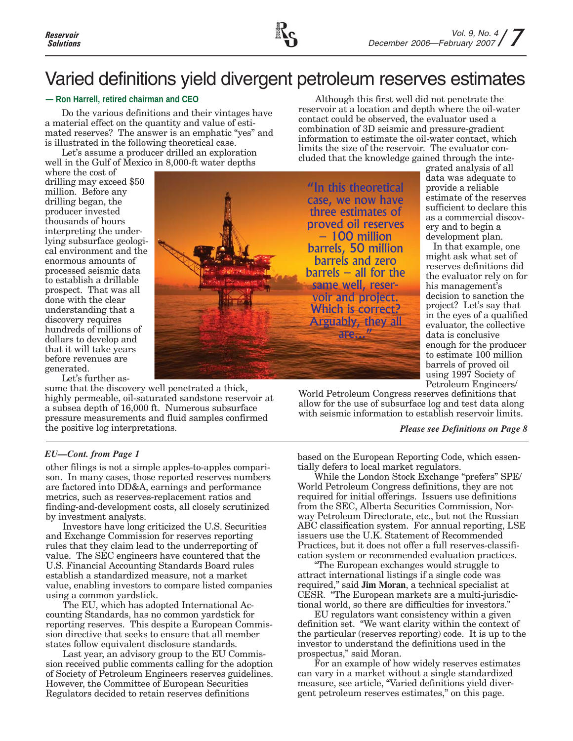# Varied definitions yield divergent petroleum reserves estimates

**— Ron Harrell, retired chairman and CEO**

Do the various definitions and their vintages have a material effect on the quantity and value of estimated reserves? The answer is an emphatic "yes" and is illustrated in the following theoretical case.

Let's assume a producer drilled an exploration well in the Gulf of Mexico in 8,000-ft water depths where the cost of drilling may exceed $50 million. Before any drilling began, the producer invested thousands of hours interpreting the underlying subsurface geological environment and the enormous amounts of processed seismic data to establish a drillable prospect. That was all done with the clear understanding that a discovery requires hundreds of millions of dollars to develop and that it will take years before revenues are generated.

Let's further assume that the discovery well penetrated a thick, highly permeable, oil-saturated sandstone reservoir at a subsea depth of 16,000 ft. Numerous subsurface pressure measurements and fluid samples confirmed the positive log interpretations.

> "In this theoretical case, we now have three estimates of proved oil reserves – 100 million barrels, 50 million barrels and zero barrels – all for the same well, reservoir and project. Which is correct? Arguably, they all are..."

Although this first well did not penetrate the reservoir at a location and depth where the oil-water contact could be observed, the evaluator used a combination of 3D seismic and pressure-gradient information to estimate the oil-water contact, which limits the size of the reservoir. The evaluator concluded that the knowledge gained through the integrated analysis of all data was adequate to provide a reliable estimate of the reserves sufficient to declare this as a commercial discovery and to begin a development plan.

In that example, one might ask what set of reserves definitions did the evaluator rely on for his management's decision to sanction the project? Let's say that in the eyes of a qualified evaluator, the collective data is conclusive enough for the producer to estimate 100 million barrels of proved oil using 1997 Society of Petroleum Engineers/World Petroleum Congress reserves definitions that allow for the use of subsurface log and test data along with seismic information to establish reservoir limits.

***Please see Definitions on Page 8***

---

***EU—Cont. from Page 1***

other filings is not a simple apples-to-apples comparison. In many cases, those reported reserves numbers are factored into DD&A, earnings and performance metrics, such as reserves-replacement ratios and finding-and-development costs, all closely scrutinized by investment analysts.

Investors have long criticized the U.S. Securities and Exchange Commission for reserves reporting rules that they claim lead to the underreporting of value. The SEC engineers have countered that the U.S. Financial Accounting Standards Board rules establish a standardized measure, not a market value, enabling investors to compare listed companies using a common yardstick.

The EU, which has adopted International Accounting Standards, has no common yardstick for reporting reserves. This despite a European Commission directive that seeks to ensure that all member states follow equivalent disclosure standards.

Last year, an advisory group to the EU Commission received public comments calling for the adoption of Society of Petroleum Engineers reserves guidelines. However, the Committee of European Securities Regulators decided to retain reserves definitions based on the European Reporting Code, which essentially defers to local market regulators.

While the London Stock Exchange "prefers" SPE/World Petroleum Congress definitions, they are not required for initial offerings. Issuers use definitions from the SEC, Alberta Securities Commission, Norway Petroleum Directorate, etc., but not the Russian ABC classification system. For annual reporting, LSE issuers use the U.K. Statement of Recommended Practices, but it does not offer a full reserves-classification system or recommended evaluation practices.

"The European exchanges would struggle to attract international listings if a single code was required," said **Jim Moran**, a technical specialist at CESR. "The European markets are a multi-jurisdictional world, so there are difficulties for investors."

EU regulators want consistency within a given definition set. "We want clarity within the context of the particular (reserves reporting) code. It is up to the investor to understand the definitions used in the prospectus," said Moran.

For an example of how widely reserves estimates can vary in a market without a single standardized measure, see article, "Varied definitions yield divergent petroleum reserves estimates," on this page.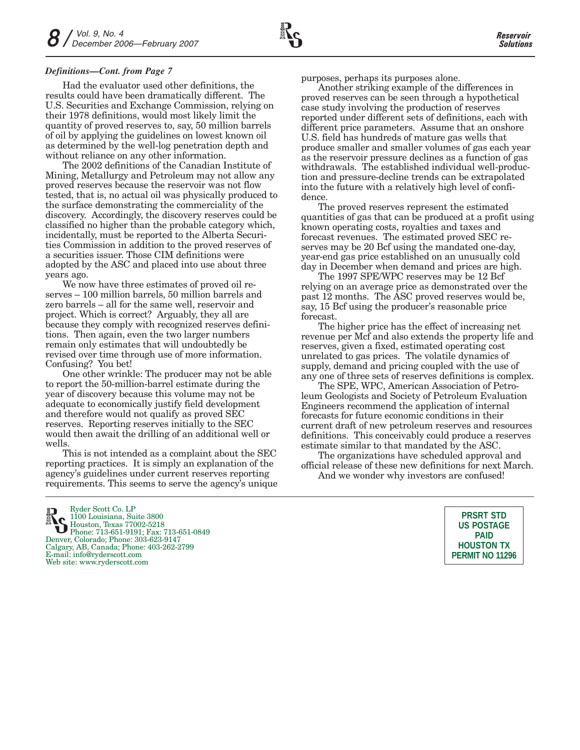***Definitions—Cont. from Page 7***

Had the evaluator used other definitions, the results could have been dramatically different. The U.S. Securities and Exchange Commission, relying on their 1978 definitions, would most likely limit the quantity of proved reserves to, say, 50 million barrels of oil by applying the guidelines on lowest known oil as determined by the well-log penetration depth and without reliance on any other information.

The 2002 definitions of the Canadian Institute of Mining, Metallurgy and Petroleum may not allow any proved reserves because the reservoir was not flow tested, that is, no actual oil was physically produced to the surface demonstrating the commerciality of the discovery. Accordingly, the discovery reserves could be classified no higher than the probable category which, incidentally, must be reported to the Alberta Securities Commission in addition to the proved reserves of a securities issuer. Those CIM definitions were adopted by the ASC and placed into use about three years ago.

We now have three estimates of proved oil reserves – 100 million barrels, 50 million barrels and zero barrels – all for the same well, reservoir and project. Which is correct? Arguably, they all are because they comply with recognized reserves definitions. Then again, even the two larger numbers remain only estimates that will undoubtedly be revised over time through use of more information. Confusing? You bet!

One other wrinkle: The producer may not be able to report the 50-million-barrel estimate during the year of discovery because this volume may not be adequate to economically justify field development and therefore would not qualify as proved SEC reserves. Reporting reserves initially to the SEC would then await the drilling of an additional well or wells.

This is not intended as a complaint about the SEC reporting practices. It is simply an explanation of the agency's guidelines under current reserves reporting requirements. This seems to serve the agency's unique purposes, perhaps its purposes alone.

Another striking example of the differences in proved reserves can be seen through a hypothetical case study involving the production of reserves reported under different sets of definitions, each with different price parameters. Assume that an onshore U.S. field has hundreds of mature gas wells that produce smaller and smaller volumes of gas each year as the reservoir pressure declines as a function of gas withdrawals. The established individual well-production and pressure-decline trends can be extrapolated into the future with a relatively high level of confidence.

The proved reserves represent the estimated quantities of gas that can be produced at a profit using known operating costs, royalties and taxes and forecast revenues. The estimated proved SEC reserves may be 20 Bcf using the mandated one-day, year-end gas price established on an unusually cold day in December when demand and prices are high.

The 1997 SPE/WPC reserves may be 12 Bcf relying on an average price as demonstrated over the past 12 months. The ASC proved reserves would be, say, 15 Bcf using the producer's reasonable price forecast.

The higher price has the effect of increasing net revenue per Mcf and also extends the property life and reserves, given a fixed, estimated operating cost unrelated to gas prices. The volatile dynamics of supply, demand and pricing coupled with the use of any one of three sets of reserves definitions is complex.

The SPE, WPC, American Association of Petroleum Geologists and Society of Petroleum Evaluation Engineers recommend the application of internal forecasts for future economic conditions in their current draft of new petroleum reserves and resources definitions. This conceivably could produce a reserves estimate similar to that mandated by the ASC.

The organizations have scheduled approval and official release of these new definitions for next March.

And we wonder why investors are confused!

---

Ryder Scott Co. LP
1100 Louisiana, Suite 3800
Houston, Texas 77002-5218
Phone: 713-651-9191; Fax: 713-651-0849
Denver, Colorado; Phone: 303-623-9147
Calgary, AB, Canada; Phone: 403-262-2799
E-mail: info@ryderscott.com
Web site: www.ryderscott.com

**PRSRT STD**
**US POSTAGE**
**PAID**
**HOUSTON TX**
**PERMIT NO 11296**